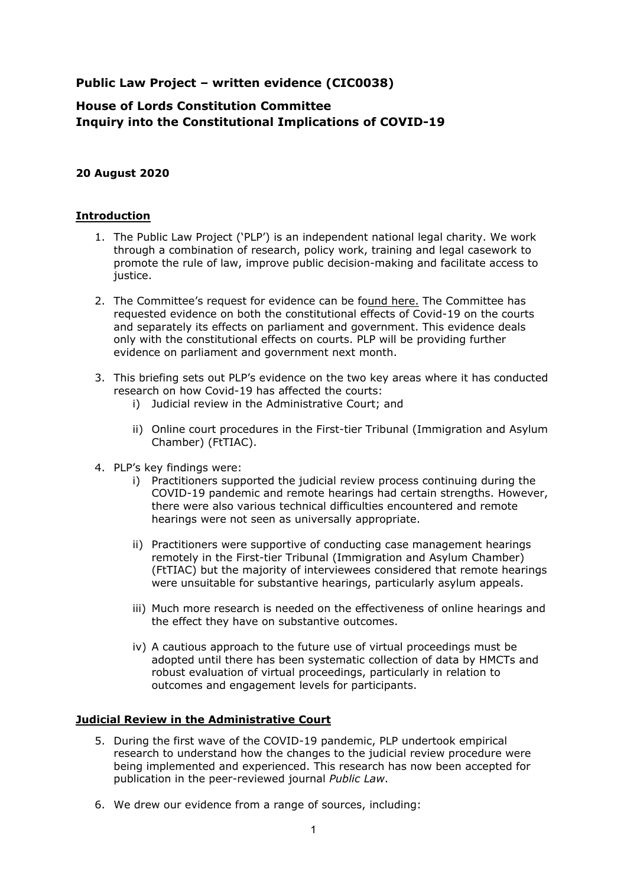**Public Law Project – written evidence (CIC0038)**

**House of Lords Constitution Committee**
**Inquiry into the Constitutional Implications of COVID-19**

**20 August 2020**

## Introduction

1. The Public Law Project ('PLP') is an independent national legal charity. We work through a combination of research, policy work, training and legal casework to promote the rule of law, improve public decision-making and facilitate access to justice.

2. The Committee's request for evidence can be found here. The Committee has requested evidence on both the constitutional effects of Covid-19 on the courts and separately its effects on parliament and government. This evidence deals only with the constitutional effects on courts. PLP will be providing further evidence on parliament and government next month.

3. This briefing sets out PLP's evidence on the two key areas where it has conducted research on how Covid-19 has affected the courts:
   i) Judicial review in the Administrative Court; and

   ii) Online court procedures in the First-tier Tribunal (Immigration and Asylum Chamber) (FtTIAC).

4. PLP's key findings were:
   i) Practitioners supported the judicial review process continuing during the COVID-19 pandemic and remote hearings had certain strengths. However, there were also various technical difficulties encountered and remote hearings were not seen as universally appropriate.

   ii) Practitioners were supportive of conducting case management hearings remotely in the First-tier Tribunal (Immigration and Asylum Chamber) (FtTIAC) but the majority of interviewees considered that remote hearings were unsuitable for substantive hearings, particularly asylum appeals.

   iii) Much more research is needed on the effectiveness of online hearings and the effect they have on substantive outcomes.

   iv) A cautious approach to the future use of virtual proceedings must be adopted until there has been systematic collection of data by HMCTs and robust evaluation of virtual proceedings, particularly in relation to outcomes and engagement levels for participants.

## Judicial Review in the Administrative Court

5. During the first wave of the COVID-19 pandemic, PLP undertook empirical research to understand how the changes to the judicial review procedure were being implemented and experienced. This research has now been accepted for publication in the peer-reviewed journal *Public Law*.

6. We drew our evidence from a range of sources, including: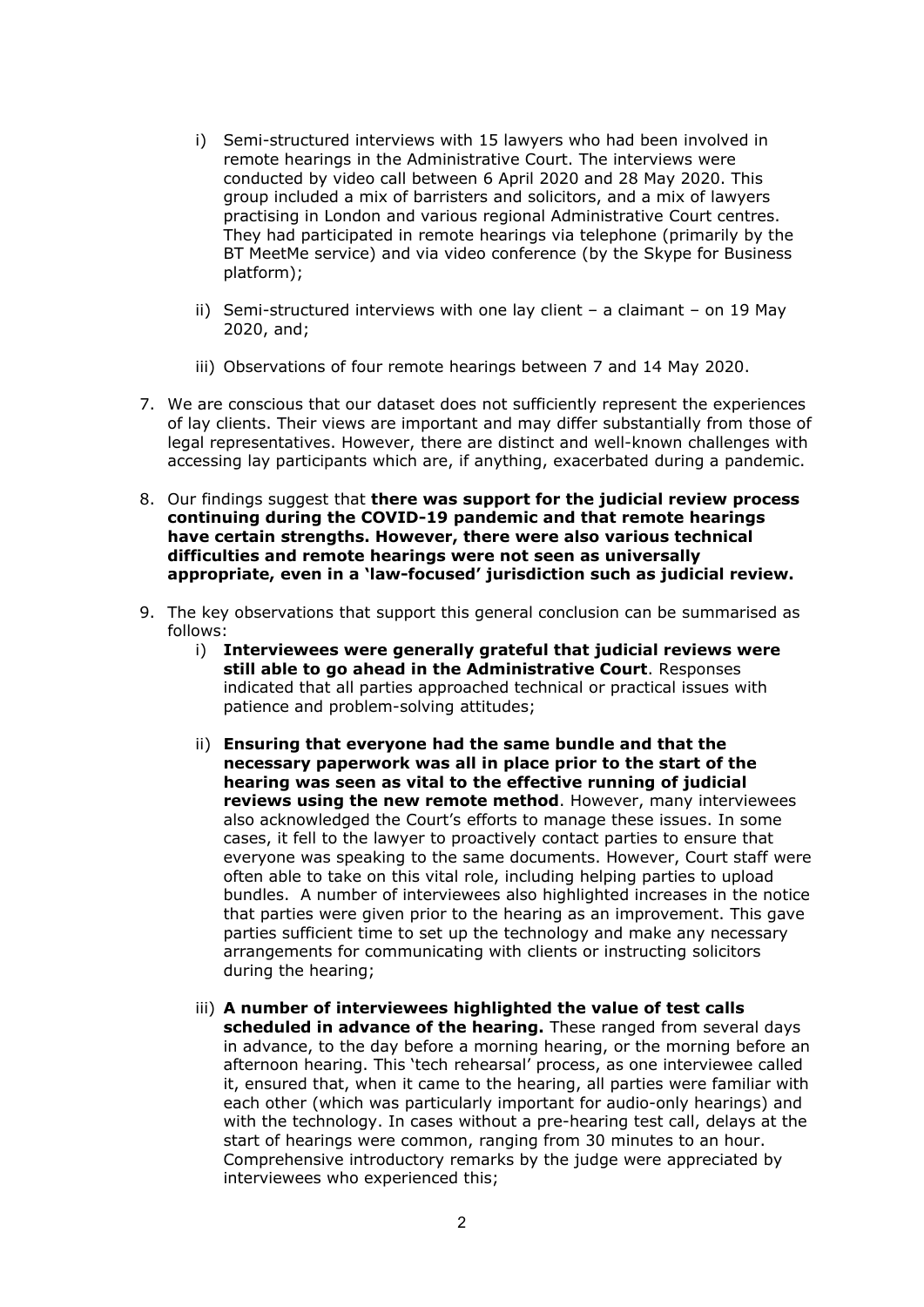i) Semi-structured interviews with 15 lawyers who had been involved in remote hearings in the Administrative Court. The interviews were conducted by video call between 6 April 2020 and 28 May 2020. This group included a mix of barristers and solicitors, and a mix of lawyers practising in London and various regional Administrative Court centres. They had participated in remote hearings via telephone (primarily by the BT MeetMe service) and via video conference (by the Skype for Business platform);

ii) Semi-structured interviews with one lay client – a claimant – on 19 May 2020, and;

iii) Observations of four remote hearings between 7 and 14 May 2020.

7. We are conscious that our dataset does not sufficiently represent the experiences of lay clients. Their views are important and may differ substantially from those of legal representatives. However, there are distinct and well-known challenges with accessing lay participants which are, if anything, exacerbated during a pandemic.

8. Our findings suggest that **there was support for the judicial review process continuing during the COVID-19 pandemic and that remote hearings have certain strengths. However, there were also various technical difficulties and remote hearings were not seen as universally appropriate, even in a 'law-focused' jurisdiction such as judicial review.**

9. The key observations that support this general conclusion can be summarised as follows:

   i) **Interviewees were generally grateful that judicial reviews were still able to go ahead in the Administrative Court**. Responses indicated that all parties approached technical or practical issues with patience and problem-solving attitudes;

   ii) **Ensuring that everyone had the same bundle and that the necessary paperwork was all in place prior to the start of the hearing was seen as vital to the effective running of judicial reviews using the new remote method**. However, many interviewees also acknowledged the Court's efforts to manage these issues. In some cases, it fell to the lawyer to proactively contact parties to ensure that everyone was speaking to the same documents. However, Court staff were often able to take on this vital role, including helping parties to upload bundles. A number of interviewees also highlighted increases in the notice that parties were given prior to the hearing as an improvement. This gave parties sufficient time to set up the technology and make any necessary arrangements for communicating with clients or instructing solicitors during the hearing;

   iii) **A number of interviewees highlighted the value of test calls scheduled in advance of the hearing.** These ranged from several days in advance, to the day before a morning hearing, or the morning before an afternoon hearing. This 'tech rehearsal' process, as one interviewee called it, ensured that, when it came to the hearing, all parties were familiar with each other (which was particularly important for audio-only hearings) and with the technology. In cases without a pre-hearing test call, delays at the start of hearings were common, ranging from 30 minutes to an hour. Comprehensive introductory remarks by the judge were appreciated by interviewees who experienced this;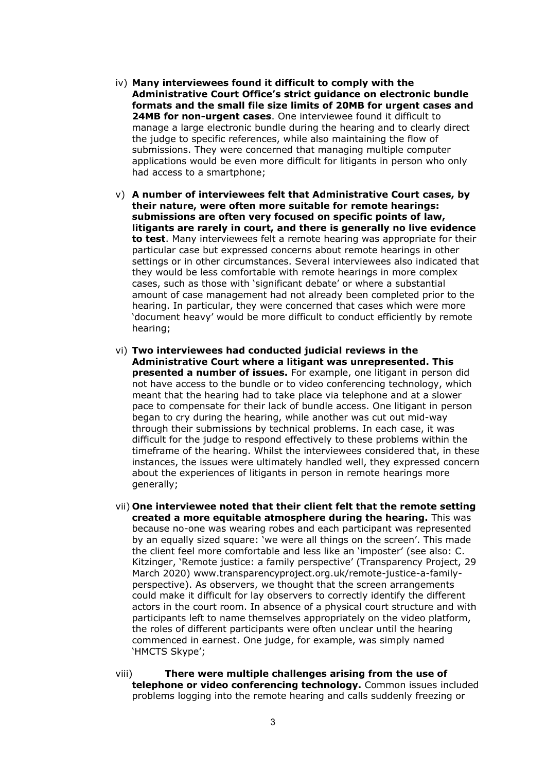iv) **Many interviewees found it difficult to comply with the Administrative Court Office's strict guidance on electronic bundle formats and the small file size limits of 20MB for urgent cases and 24MB for non-urgent cases**. One interviewee found it difficult to manage a large electronic bundle during the hearing and to clearly direct the judge to specific references, while also maintaining the flow of submissions. They were concerned that managing multiple computer applications would be even more difficult for litigants in person who only had access to a smartphone;

v) **A number of interviewees felt that Administrative Court cases, by their nature, were often more suitable for remote hearings: submissions are often very focused on specific points of law, litigants are rarely in court, and there is generally no live evidence to test**. Many interviewees felt a remote hearing was appropriate for their particular case but expressed concerns about remote hearings in other settings or in other circumstances. Several interviewees also indicated that they would be less comfortable with remote hearings in more complex cases, such as those with 'significant debate' or where a substantial amount of case management had not already been completed prior to the hearing. In particular, they were concerned that cases which were more 'document heavy' would be more difficult to conduct efficiently by remote hearing;

vi) **Two interviewees had conducted judicial reviews in the Administrative Court where a litigant was unrepresented. This presented a number of issues.** For example, one litigant in person did not have access to the bundle or to video conferencing technology, which meant that the hearing had to take place via telephone and at a slower pace to compensate for their lack of bundle access. One litigant in person began to cry during the hearing, while another was cut out mid-way through their submissions by technical problems. In each case, it was difficult for the judge to respond effectively to these problems within the timeframe of the hearing. Whilst the interviewees considered that, in these instances, the issues were ultimately handled well, they expressed concern about the experiences of litigants in person in remote hearings more generally;

vii) **One interviewee noted that their client felt that the remote setting created a more equitable atmosphere during the hearing.** This was because no-one was wearing robes and each participant was represented by an equally sized square: 'we were all things on the screen'. This made the client feel more comfortable and less like an 'imposter' (see also: C. Kitzinger, 'Remote justice: a family perspective' (Transparency Project, 29 March 2020) www.transparencyproject.org.uk/remote-justice-a-family-perspective). As observers, we thought that the screen arrangements could make it difficult for lay observers to correctly identify the different actors in the court room. In absence of a physical court structure and with participants left to name themselves appropriately on the video platform, the roles of different participants were often unclear until the hearing commenced in earnest. One judge, for example, was simply named 'HMCTS Skype';

viii) **There were multiple challenges arising from the use of telephone or video conferencing technology.** Common issues included problems logging into the remote hearing and calls suddenly freezing or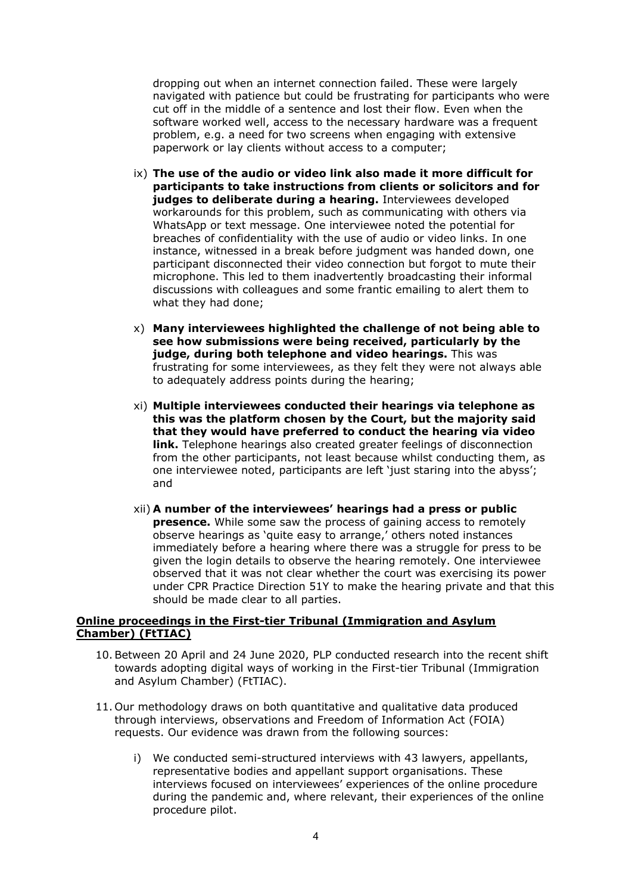dropping out when an internet connection failed. These were largely navigated with patience but could be frustrating for participants who were cut off in the middle of a sentence and lost their flow. Even when the software worked well, access to the necessary hardware was a frequent problem, e.g. a need for two screens when engaging with extensive paperwork or lay clients without access to a computer;

ix) **The use of the audio or video link also made it more difficult for participants to take instructions from clients or solicitors and for judges to deliberate during a hearing.** Interviewees developed workarounds for this problem, such as communicating with others via WhatsApp or text message. One interviewee noted the potential for breaches of confidentiality with the use of audio or video links. In one instance, witnessed in a break before judgment was handed down, one participant disconnected their video connection but forgot to mute their microphone. This led to them inadvertently broadcasting their informal discussions with colleagues and some frantic emailing to alert them to what they had done;

x) **Many interviewees highlighted the challenge of not being able to see how submissions were being received, particularly by the judge, during both telephone and video hearings.** This was frustrating for some interviewees, as they felt they were not always able to adequately address points during the hearing;

xi) **Multiple interviewees conducted their hearings via telephone as this was the platform chosen by the Court, but the majority said that they would have preferred to conduct the hearing via video link.** Telephone hearings also created greater feelings of disconnection from the other participants, not least because whilst conducting them, as one interviewee noted, participants are left 'just staring into the abyss'; and

xii) **A number of the interviewees' hearings had a press or public presence.** While some saw the process of gaining access to remotely observe hearings as 'quite easy to arrange,' others noted instances immediately before a hearing where there was a struggle for press to be given the login details to observe the hearing remotely. One interviewee observed that it was not clear whether the court was exercising its power under CPR Practice Direction 51Y to make the hearing private and that this should be made clear to all parties.

**Online proceedings in the First-tier Tribunal (Immigration and Asylum Chamber) (FtTIAC)**

10. Between 20 April and 24 June 2020, PLP conducted research into the recent shift towards adopting digital ways of working in the First-tier Tribunal (Immigration and Asylum Chamber) (FtTIAC).

11. Our methodology draws on both quantitative and qualitative data produced through interviews, observations and Freedom of Information Act (FOIA) requests. Our evidence was drawn from the following sources:

    i) We conducted semi-structured interviews with 43 lawyers, appellants, representative bodies and appellant support organisations. These interviews focused on interviewees' experiences of the online procedure during the pandemic and, where relevant, their experiences of the online procedure pilot.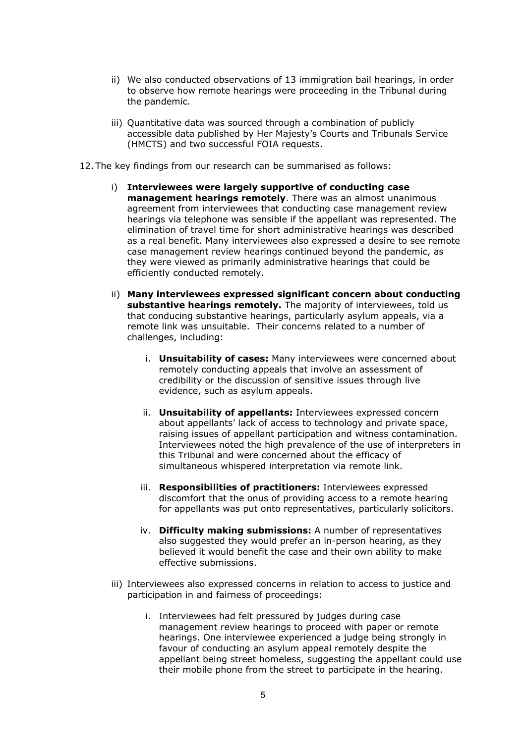ii) We also conducted observations of 13 immigration bail hearings, in order to observe how remote hearings were proceeding in the Tribunal during the pandemic.

iii) Quantitative data was sourced through a combination of publicly accessible data published by Her Majesty's Courts and Tribunals Service (HMCTS) and two successful FOIA requests.

12. The key findings from our research can be summarised as follows:

i) **Interviewees were largely supportive of conducting case management hearings remotely**. There was an almost unanimous agreement from interviewees that conducting case management review hearings via telephone was sensible if the appellant was represented. The elimination of travel time for short administrative hearings was described as a real benefit. Many interviewees also expressed a desire to see remote case management review hearings continued beyond the pandemic, as they were viewed as primarily administrative hearings that could be efficiently conducted remotely.

ii) **Many interviewees expressed significant concern about conducting substantive hearings remotely.** The majority of interviewees, told us that conducing substantive hearings, particularly asylum appeals, via a remote link was unsuitable. Their concerns related to a number of challenges, including:

   i. **Unsuitability of cases:** Many interviewees were concerned about remotely conducting appeals that involve an assessment of credibility or the discussion of sensitive issues through live evidence, such as asylum appeals.

   ii. **Unsuitability of appellants:** Interviewees expressed concern about appellants' lack of access to technology and private space, raising issues of appellant participation and witness contamination. Interviewees noted the high prevalence of the use of interpreters in this Tribunal and were concerned about the efficacy of simultaneous whispered interpretation via remote link.

   iii. **Responsibilities of practitioners:** Interviewees expressed discomfort that the onus of providing access to a remote hearing for appellants was put onto representatives, particularly solicitors.

   iv. **Difficulty making submissions:** A number of representatives also suggested they would prefer an in-person hearing, as they believed it would benefit the case and their own ability to make effective submissions.

iii) Interviewees also expressed concerns in relation to access to justice and participation in and fairness of proceedings:

   i. Interviewees had felt pressured by judges during case management review hearings to proceed with paper or remote hearings. One interviewee experienced a judge being strongly in favour of conducting an asylum appeal remotely despite the appellant being street homeless, suggesting the appellant could use their mobile phone from the street to participate in the hearing.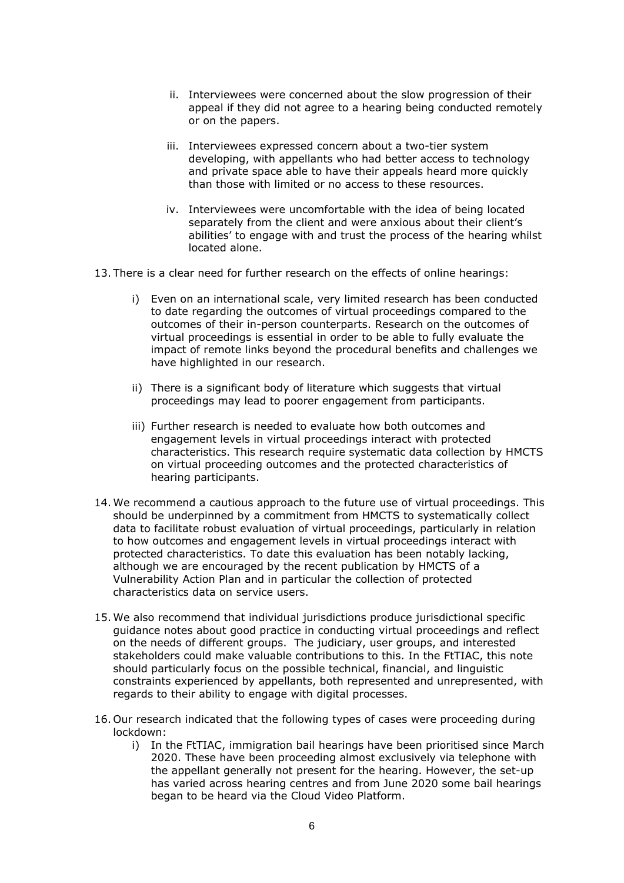ii. Interviewees were concerned about the slow progression of their appeal if they did not agree to a hearing being conducted remotely or on the papers.

iii. Interviewees expressed concern about a two-tier system developing, with appellants who had better access to technology and private space able to have their appeals heard more quickly than those with limited or no access to these resources.

iv. Interviewees were uncomfortable with the idea of being located separately from the client and were anxious about their client's abilities' to engage with and trust the process of the hearing whilst located alone.

13. There is a clear need for further research on the effects of online hearings:

   i) Even on an international scale, very limited research has been conducted to date regarding the outcomes of virtual proceedings compared to the outcomes of their in-person counterparts. Research on the outcomes of virtual proceedings is essential in order to be able to fully evaluate the impact of remote links beyond the procedural benefits and challenges we have highlighted in our research.

   ii) There is a significant body of literature which suggests that virtual proceedings may lead to poorer engagement from participants.

   iii) Further research is needed to evaluate how both outcomes and engagement levels in virtual proceedings interact with protected characteristics. This research require systematic data collection by HMCTS on virtual proceeding outcomes and the protected characteristics of hearing participants.

14. We recommend a cautious approach to the future use of virtual proceedings. This should be underpinned by a commitment from HMCTS to systematically collect data to facilitate robust evaluation of virtual proceedings, particularly in relation to how outcomes and engagement levels in virtual proceedings interact with protected characteristics. To date this evaluation has been notably lacking, although we are encouraged by the recent publication by HMCTS of a Vulnerability Action Plan and in particular the collection of protected characteristics data on service users.

15. We also recommend that individual jurisdictions produce jurisdictional specific guidance notes about good practice in conducting virtual proceedings and reflect on the needs of different groups. The judiciary, user groups, and interested stakeholders could make valuable contributions to this. In the FtTIAC, this note should particularly focus on the possible technical, financial, and linguistic constraints experienced by appellants, both represented and unrepresented, with regards to their ability to engage with digital processes.

16. Our research indicated that the following types of cases were proceeding during lockdown:

   i) In the FtTIAC, immigration bail hearings have been prioritised since March 2020. These have been proceeding almost exclusively via telephone with the appellant generally not present for the hearing. However, the set-up has varied across hearing centres and from June 2020 some bail hearings began to be heard via the Cloud Video Platform.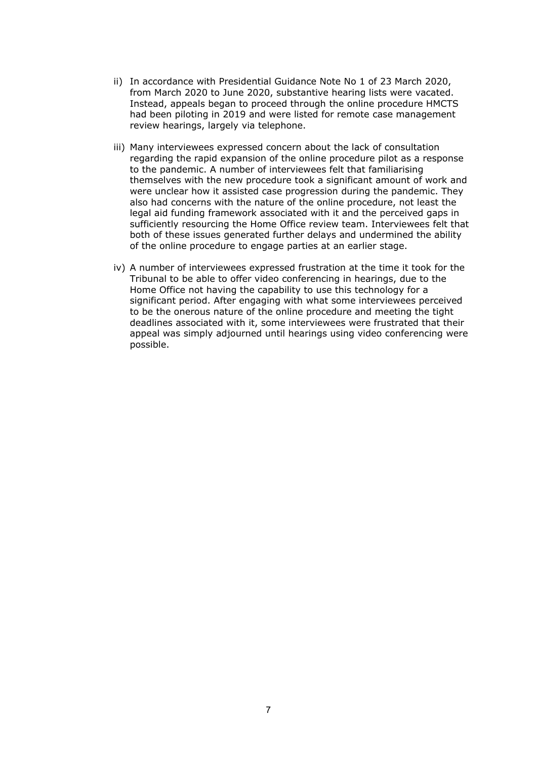ii) In accordance with Presidential Guidance Note No 1 of 23 March 2020, from March 2020 to June 2020, substantive hearing lists were vacated. Instead, appeals began to proceed through the online procedure HMCTS had been piloting in 2019 and were listed for remote case management review hearings, largely via telephone.

iii) Many interviewees expressed concern about the lack of consultation regarding the rapid expansion of the online procedure pilot as a response to the pandemic. A number of interviewees felt that familiarising themselves with the new procedure took a significant amount of work and were unclear how it assisted case progression during the pandemic. They also had concerns with the nature of the online procedure, not least the legal aid funding framework associated with it and the perceived gaps in sufficiently resourcing the Home Office review team. Interviewees felt that both of these issues generated further delays and undermined the ability of the online procedure to engage parties at an earlier stage.

iv) A number of interviewees expressed frustration at the time it took for the Tribunal to be able to offer video conferencing in hearings, due to the Home Office not having the capability to use this technology for a significant period. After engaging with what some interviewees perceived to be the onerous nature of the online procedure and meeting the tight deadlines associated with it, some interviewees were frustrated that their appeal was simply adjourned until hearings using video conferencing were possible.